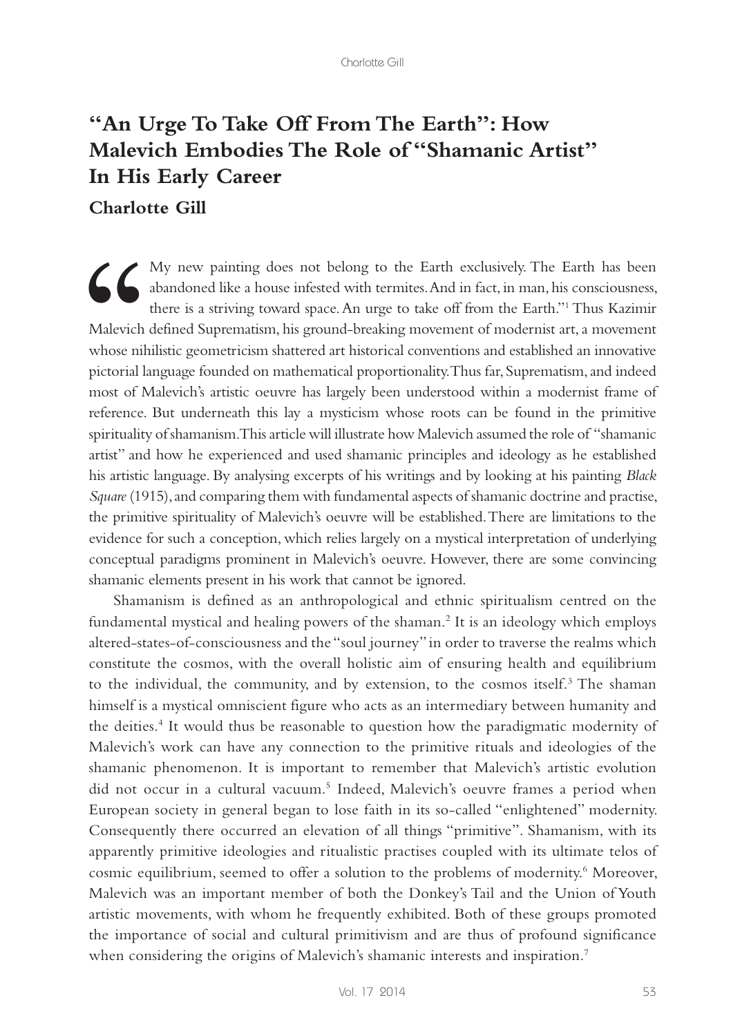# "An Urge To Take Off From The Earth": How Malevich Embodies The Role of "Shamanic Artist" In His Early Career

**Charlotte Gill**

"My new painting does not belong to the Earth exclusively. The Earth has been abandoned like a house infested with termites. And in fact, in man, his consciousness, there is a striving toward space. An urge to take off from the Earth."[1] Thus Kazimir Malevich defined Suprematism, his ground-breaking movement of modernist art, a movement whose nihilistic geometricism shattered art historical conventions and established an innovative pictorial language founded on mathematical proportionality. Thus far, Suprematism, and indeed most of Malevich's artistic oeuvre has largely been understood within a modernist frame of reference. But underneath this lay a mysticism whose roots can be found in the primitive spirituality of shamanism. This article will illustrate how Malevich assumed the role of "shamanic artist" and how he experienced and used shamanic principles and ideology as he established his artistic language. By analysing excerpts of his writings and by looking at his painting *Black Square* (1915), and comparing them with fundamental aspects of shamanic doctrine and practise, the primitive spirituality of Malevich's oeuvre will be established. There are limitations to the evidence for such a conception, which relies largely on a mystical interpretation of underlying conceptual paradigms prominent in Malevich's oeuvre. However, there are some convincing shamanic elements present in his work that cannot be ignored.

Shamanism is defined as an anthropological and ethnic spiritualism centred on the fundamental mystical and healing powers of the shaman.[2] It is an ideology which employs altered-states-of-consciousness and the "soul journey" in order to traverse the realms which constitute the cosmos, with the overall holistic aim of ensuring health and equilibrium to the individual, the community, and by extension, to the cosmos itself.[3] The shaman himself is a mystical omniscient figure who acts as an intermediary between humanity and the deities.[4] It would thus be reasonable to question how the paradigmatic modernity of Malevich's work can have any connection to the primitive rituals and ideologies of the shamanic phenomenon. It is important to remember that Malevich's artistic evolution did not occur in a cultural vacuum.[5] Indeed, Malevich's oeuvre frames a period when European society in general began to lose faith in its so-called "enlightened" modernity. Consequently there occurred an elevation of all things "primitive". Shamanism, with its apparently primitive ideologies and ritualistic practises coupled with its ultimate telos of cosmic equilibrium, seemed to offer a solution to the problems of modernity.[6] Moreover, Malevich was an important member of both the Donkey's Tail and the Union of Youth artistic movements, with whom he frequently exhibited. Both of these groups promoted the importance of social and cultural primitivism and are thus of profound significance when considering the origins of Malevich's shamanic interests and inspiration.[7]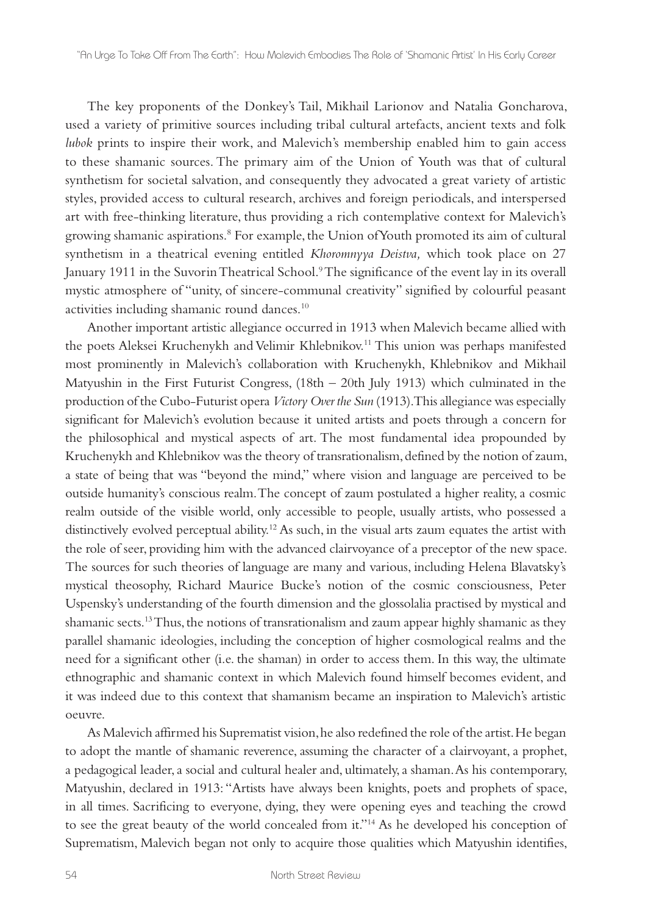The key proponents of the Donkey's Tail, Mikhail Larionov and Natalia Goncharova, used a variety of primitive sources including tribal cultural artefacts, ancient texts and folk *lubok* prints to inspire their work, and Malevich's membership enabled him to gain access to these shamanic sources. The primary aim of the Union of Youth was that of cultural synthetism for societal salvation, and consequently they advocated a great variety of artistic styles, provided access to cultural research, archives and foreign periodicals, and interspersed art with free-thinking literature, thus providing a rich contemplative context for Malevich's growing shamanic aspirations.[8] For example, the Union of Youth promoted its aim of cultural synthetism in a theatrical evening entitled *Khoromnyya Deistva,* which took place on 27 January 1911 in the Suvorin Theatrical School.[9] The significance of the event lay in its overall mystic atmosphere of "unity, of sincere-communal creativity" signified by colourful peasant activities including shamanic round dances.[10]

Another important artistic allegiance occurred in 1913 when Malevich became allied with the poets Aleksei Kruchenykh and Velimir Khlebnikov.[11] This union was perhaps manifested most prominently in Malevich's collaboration with Kruchenykh, Khlebnikov and Mikhail Matyushin in the First Futurist Congress, (18th – 20th July 1913) which culminated in the production of the Cubo-Futurist opera *Victory Over the Sun* (1913). This allegiance was especially significant for Malevich's evolution because it united artists and poets through a concern for the philosophical and mystical aspects of art. The most fundamental idea propounded by Kruchenykh and Khlebnikov was the theory of transrationalism, defined by the notion of zaum, a state of being that was "beyond the mind," where vision and language are perceived to be outside humanity's conscious realm. The concept of zaum postulated a higher reality, a cosmic realm outside of the visible world, only accessible to people, usually artists, who possessed a distinctively evolved perceptual ability.[12] As such, in the visual arts zaum equates the artist with the role of seer, providing him with the advanced clairvoyance of a preceptor of the new space. The sources for such theories of language are many and various, including Helena Blavatsky's mystical theosophy, Richard Maurice Bucke's notion of the cosmic consciousness, Peter Uspensky's understanding of the fourth dimension and the glossolalia practised by mystical and shamanic sects.[13] Thus, the notions of transrationalism and zaum appear highly shamanic as they parallel shamanic ideologies, including the conception of higher cosmological realms and the need for a significant other (i.e. the shaman) in order to access them. In this way, the ultimate ethnographic and shamanic context in which Malevich found himself becomes evident, and it was indeed due to this context that shamanism became an inspiration to Malevich's artistic oeuvre.

As Malevich affirmed his Suprematist vision, he also redefined the role of the artist. He began to adopt the mantle of shamanic reverence, assuming the character of a clairvoyant, a prophet, a pedagogical leader, a social and cultural healer and, ultimately, a shaman. As his contemporary, Matyushin, declared in 1913: "Artists have always been knights, poets and prophets of space, in all times. Sacrificing to everyone, dying, they were opening eyes and teaching the crowd to see the great beauty of the world concealed from it."[14] As he developed his conception of Suprematism, Malevich began not only to acquire those qualities which Matyushin identifies,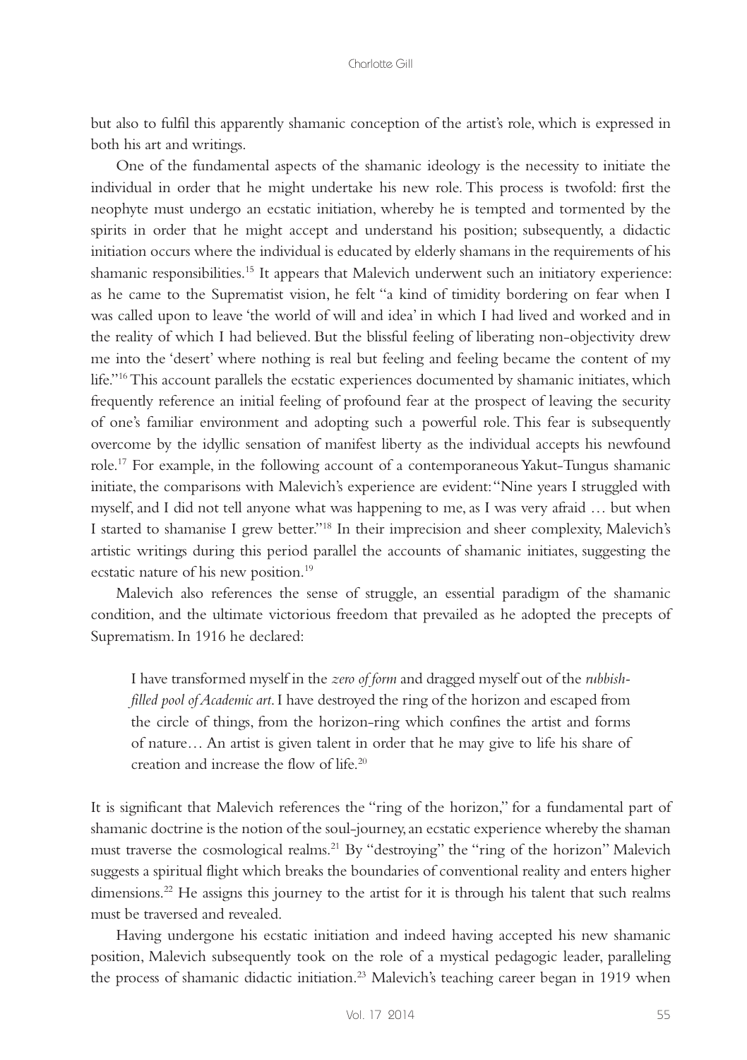but also to fulfil this apparently shamanic conception of the artist's role, which is expressed in both his art and writings.

One of the fundamental aspects of the shamanic ideology is the necessity to initiate the individual in order that he might undertake his new role. This process is twofold: first the neophyte must undergo an ecstatic initiation, whereby he is tempted and tormented by the spirits in order that he might accept and understand his position; subsequently, a didactic initiation occurs where the individual is educated by elderly shamans in the requirements of his shamanic responsibilities.[15] It appears that Malevich underwent such an initiatory experience: as he came to the Suprematist vision, he felt "a kind of timidity bordering on fear when I was called upon to leave 'the world of will and idea' in which I had lived and worked and in the reality of which I had believed. But the blissful feeling of liberating non-objectivity drew me into the 'desert' where nothing is real but feeling and feeling became the content of my life."[16] This account parallels the ecstatic experiences documented by shamanic initiates, which frequently reference an initial feeling of profound fear at the prospect of leaving the security of one's familiar environment and adopting such a powerful role. This fear is subsequently overcome by the idyllic sensation of manifest liberty as the individual accepts his newfound role.[17] For example, in the following account of a contemporaneous Yakut-Tungus shamanic initiate, the comparisons with Malevich's experience are evident: "Nine years I struggled with myself, and I did not tell anyone what was happening to me, as I was very afraid … but when I started to shamanise I grew better."[18] In their imprecision and sheer complexity, Malevich's artistic writings during this period parallel the accounts of shamanic initiates, suggesting the ecstatic nature of his new position.[19]

Malevich also references the sense of struggle, an essential paradigm of the shamanic condition, and the ultimate victorious freedom that prevailed as he adopted the precepts of Suprematism. In 1916 he declared:

> I have transformed myself in the *zero of form* and dragged myself out of the *rubbish-filled pool of Academic art*. I have destroyed the ring of the horizon and escaped from the circle of things, from the horizon-ring which confines the artist and forms of nature… An artist is given talent in order that he may give to life his share of creation and increase the flow of life.[20]

It is significant that Malevich references the "ring of the horizon," for a fundamental part of shamanic doctrine is the notion of the soul-journey, an ecstatic experience whereby the shaman must traverse the cosmological realms.[21] By "destroying" the "ring of the horizon" Malevich suggests a spiritual flight which breaks the boundaries of conventional reality and enters higher dimensions.[22] He assigns this journey to the artist for it is through his talent that such realms must be traversed and revealed.

Having undergone his ecstatic initiation and indeed having accepted his new shamanic position, Malevich subsequently took on the role of a mystical pedagogic leader, paralleling the process of shamanic didactic initiation.[23] Malevich's teaching career began in 1919 when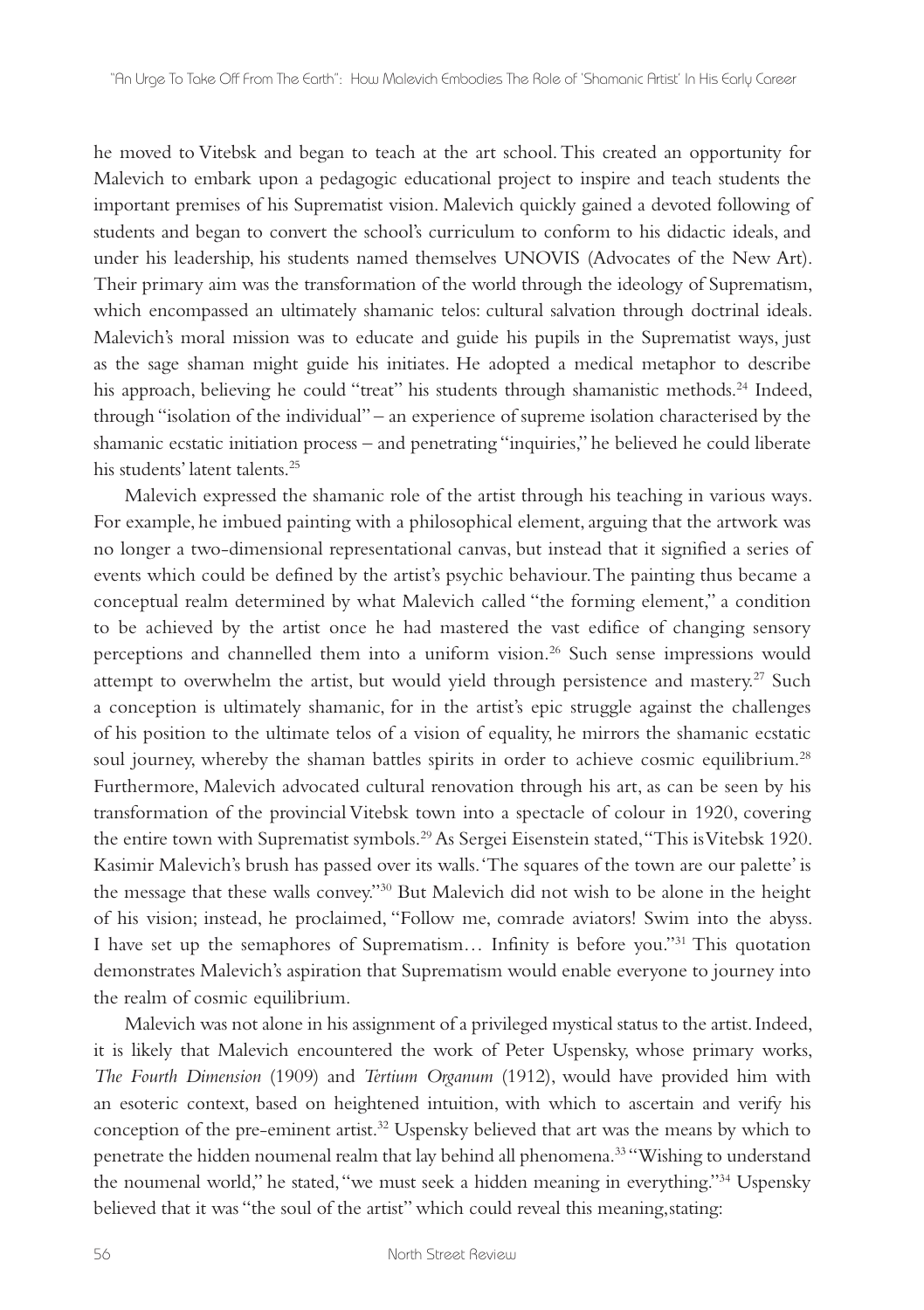he moved to Vitebsk and began to teach at the art school. This created an opportunity for Malevich to embark upon a pedagogic educational project to inspire and teach students the important premises of his Suprematist vision. Malevich quickly gained a devoted following of students and began to convert the school's curriculum to conform to his didactic ideals, and under his leadership, his students named themselves UNOVIS (Advocates of the New Art). Their primary aim was the transformation of the world through the ideology of Suprematism, which encompassed an ultimately shamanic telos: cultural salvation through doctrinal ideals. Malevich's moral mission was to educate and guide his pupils in the Suprematist ways, just as the sage shaman might guide his initiates. He adopted a medical metaphor to describe his approach, believing he could "treat" his students through shamanistic methods.[24] Indeed, through "isolation of the individual" – an experience of supreme isolation characterised by the shamanic ecstatic initiation process – and penetrating "inquiries," he believed he could liberate his students' latent talents.[25]

Malevich expressed the shamanic role of the artist through his teaching in various ways. For example, he imbued painting with a philosophical element, arguing that the artwork was no longer a two-dimensional representational canvas, but instead that it signified a series of events which could be defined by the artist's psychic behaviour. The painting thus became a conceptual realm determined by what Malevich called "the forming element," a condition to be achieved by the artist once he had mastered the vast edifice of changing sensory perceptions and channelled them into a uniform vision.[26] Such sense impressions would attempt to overwhelm the artist, but would yield through persistence and mastery.[27] Such a conception is ultimately shamanic, for in the artist's epic struggle against the challenges of his position to the ultimate telos of a vision of equality, he mirrors the shamanic ecstatic soul journey, whereby the shaman battles spirits in order to achieve cosmic equilibrium.[28] Furthermore, Malevich advocated cultural renovation through his art, as can be seen by his transformation of the provincial Vitebsk town into a spectacle of colour in 1920, covering the entire town with Suprematist symbols.[29] As Sergei Eisenstein stated, "This is Vitebsk 1920. Kasimir Malevich's brush has passed over its walls. 'The squares of the town are our palette' is the message that these walls convey."[30] But Malevich did not wish to be alone in the height of his vision; instead, he proclaimed, "Follow me, comrade aviators! Swim into the abyss. I have set up the semaphores of Suprematism… Infinity is before you."[31] This quotation demonstrates Malevich's aspiration that Suprematism would enable everyone to journey into the realm of cosmic equilibrium.

Malevich was not alone in his assignment of a privileged mystical status to the artist. Indeed, it is likely that Malevich encountered the work of Peter Uspensky, whose primary works, *The Fourth Dimension* (1909) and *Tertium Organum* (1912), would have provided him with an esoteric context, based on heightened intuition, with which to ascertain and verify his conception of the pre-eminent artist.[32] Uspensky believed that art was the means by which to penetrate the hidden noumenal realm that lay behind all phenomena.[33] "Wishing to understand the noumenal world," he stated, "we must seek a hidden meaning in everything."[34] Uspensky believed that it was "the soul of the artist" which could reveal this meaning, stating: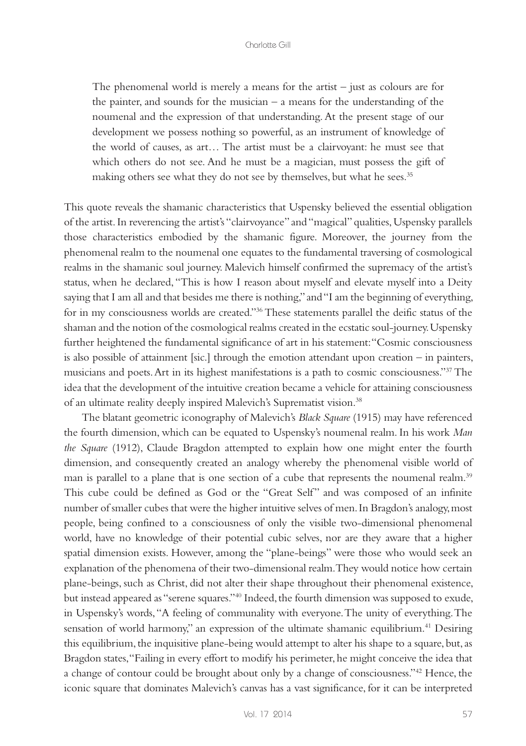> The phenomenal world is merely a means for the artist – just as colours are for the painter, and sounds for the musician – a means for the understanding of the noumenal and the expression of that understanding. At the present stage of our development we possess nothing so powerful, as an instrument of knowledge of the world of causes, as art… The artist must be a clairvoyant: he must see that which others do not see. And he must be a magician, must possess the gift of making others see what they do not see by themselves, but what he sees.[35]

This quote reveals the shamanic characteristics that Uspensky believed the essential obligation of the artist. In reverencing the artist's "clairvoyance" and "magical" qualities, Uspensky parallels those characteristics embodied by the shamanic figure. Moreover, the journey from the phenomenal realm to the noumenal one equates to the fundamental traversing of cosmological realms in the shamanic soul journey. Malevich himself confirmed the supremacy of the artist's status, when he declared, "This is how I reason about myself and elevate myself into a Deity saying that I am all and that besides me there is nothing," and "I am the beginning of everything, for in my consciousness worlds are created."[36] These statements parallel the deific status of the shaman and the notion of the cosmological realms created in the ecstatic soul-journey. Uspensky further heightened the fundamental significance of art in his statement: "Cosmic consciousness is also possible of attainment [sic.] through the emotion attendant upon creation – in painters, musicians and poets. Art in its highest manifestations is a path to cosmic consciousness."[37] The idea that the development of the intuitive creation became a vehicle for attaining consciousness of an ultimate reality deeply inspired Malevich's Suprematist vision.[38]

The blatant geometric iconography of Malevich's *Black Square* (1915) may have referenced the fourth dimension, which can be equated to Uspensky's noumenal realm. In his work *Man the Square* (1912), Claude Bragdon attempted to explain how one might enter the fourth dimension, and consequently created an analogy whereby the phenomenal visible world of man is parallel to a plane that is one section of a cube that represents the noumenal realm.[39] This cube could be defined as God or the "Great Self" and was composed of an infinite number of smaller cubes that were the higher intuitive selves of men. In Bragdon's analogy, most people, being confined to a consciousness of only the visible two-dimensional phenomenal world, have no knowledge of their potential cubic selves, nor are they aware that a higher spatial dimension exists. However, among the "plane-beings" were those who would seek an explanation of the phenomena of their two-dimensional realm. They would notice how certain plane-beings, such as Christ, did not alter their shape throughout their phenomenal existence, but instead appeared as "serene squares."[40] Indeed, the fourth dimension was supposed to exude, in Uspensky's words, "A feeling of communality with everyone. The unity of everything. The sensation of world harmony," an expression of the ultimate shamanic equilibrium.[41] Desiring this equilibrium, the inquisitive plane-being would attempt to alter his shape to a square, but, as Bragdon states, "Failing in every effort to modify his perimeter, he might conceive the idea that a change of contour could be brought about only by a change of consciousness."[42] Hence, the iconic square that dominates Malevich's canvas has a vast significance, for it can be interpreted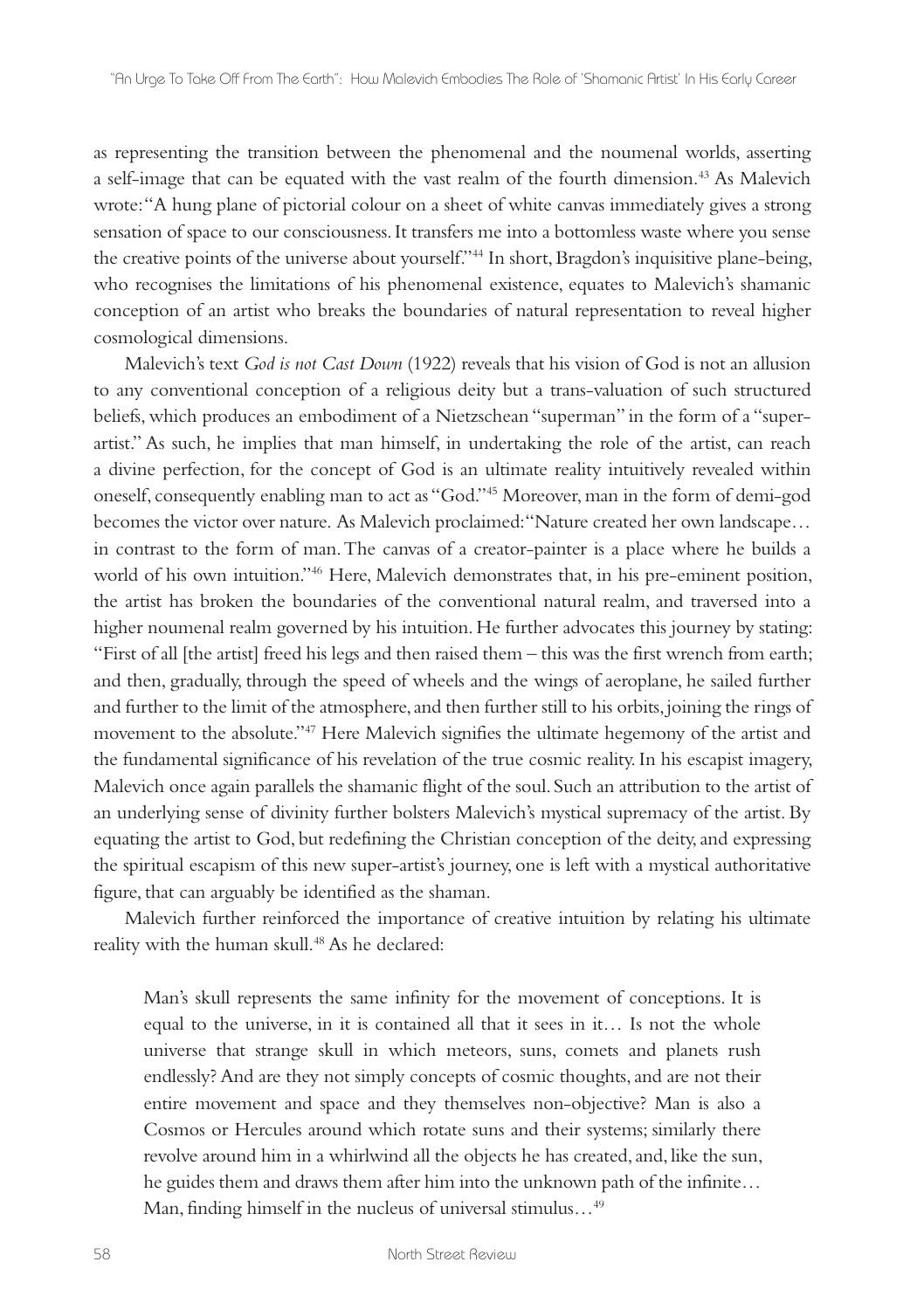as representing the transition between the phenomenal and the noumenal worlds, asserting a self-image that can be equated with the vast realm of the fourth dimension.[43] As Malevich wrote: "A hung plane of pictorial colour on a sheet of white canvas immediately gives a strong sensation of space to our consciousness. It transfers me into a bottomless waste where you sense the creative points of the universe about yourself."[44] In short, Bragdon's inquisitive plane-being, who recognises the limitations of his phenomenal existence, equates to Malevich's shamanic conception of an artist who breaks the boundaries of natural representation to reveal higher cosmological dimensions.

Malevich's text *God is not Cast Down* (1922) reveals that his vision of God is not an allusion to any conventional conception of a religious deity but a trans-valuation of such structured beliefs, which produces an embodiment of a Nietzschean "superman" in the form of a "super-artist." As such, he implies that man himself, in undertaking the role of the artist, can reach a divine perfection, for the concept of God is an ultimate reality intuitively revealed within oneself, consequently enabling man to act as "God."[45] Moreover, man in the form of demi-god becomes the victor over nature. As Malevich proclaimed: "Nature created her own landscape… in contrast to the form of man. The canvas of a creator-painter is a place where he builds a world of his own intuition."[46] Here, Malevich demonstrates that, in his pre-eminent position, the artist has broken the boundaries of the conventional natural realm, and traversed into a higher noumenal realm governed by his intuition. He further advocates this journey by stating: "First of all [the artist] freed his legs and then raised them – this was the first wrench from earth; and then, gradually, through the speed of wheels and the wings of aeroplane, he sailed further and further to the limit of the atmosphere, and then further still to his orbits, joining the rings of movement to the absolute."[47] Here Malevich signifies the ultimate hegemony of the artist and the fundamental significance of his revelation of the true cosmic reality. In his escapist imagery, Malevich once again parallels the shamanic flight of the soul. Such an attribution to the artist of an underlying sense of divinity further bolsters Malevich's mystical supremacy of the artist. By equating the artist to God, but redefining the Christian conception of the deity, and expressing the spiritual escapism of this new super-artist's journey, one is left with a mystical authoritative figure, that can arguably be identified as the shaman.

Malevich further reinforced the importance of creative intuition by relating his ultimate reality with the human skull.[48] As he declared:

> Man's skull represents the same infinity for the movement of conceptions. It is equal to the universe, in it is contained all that it sees in it… Is not the whole universe that strange skull in which meteors, suns, comets and planets rush endlessly? And are they not simply concepts of cosmic thoughts, and are not their entire movement and space and they themselves non-objective? Man is also a Cosmos or Hercules around which rotate suns and their systems; similarly there revolve around him in a whirlwind all the objects he has created, and, like the sun, he guides them and draws them after him into the unknown path of the infinite… Man, finding himself in the nucleus of universal stimulus…[49]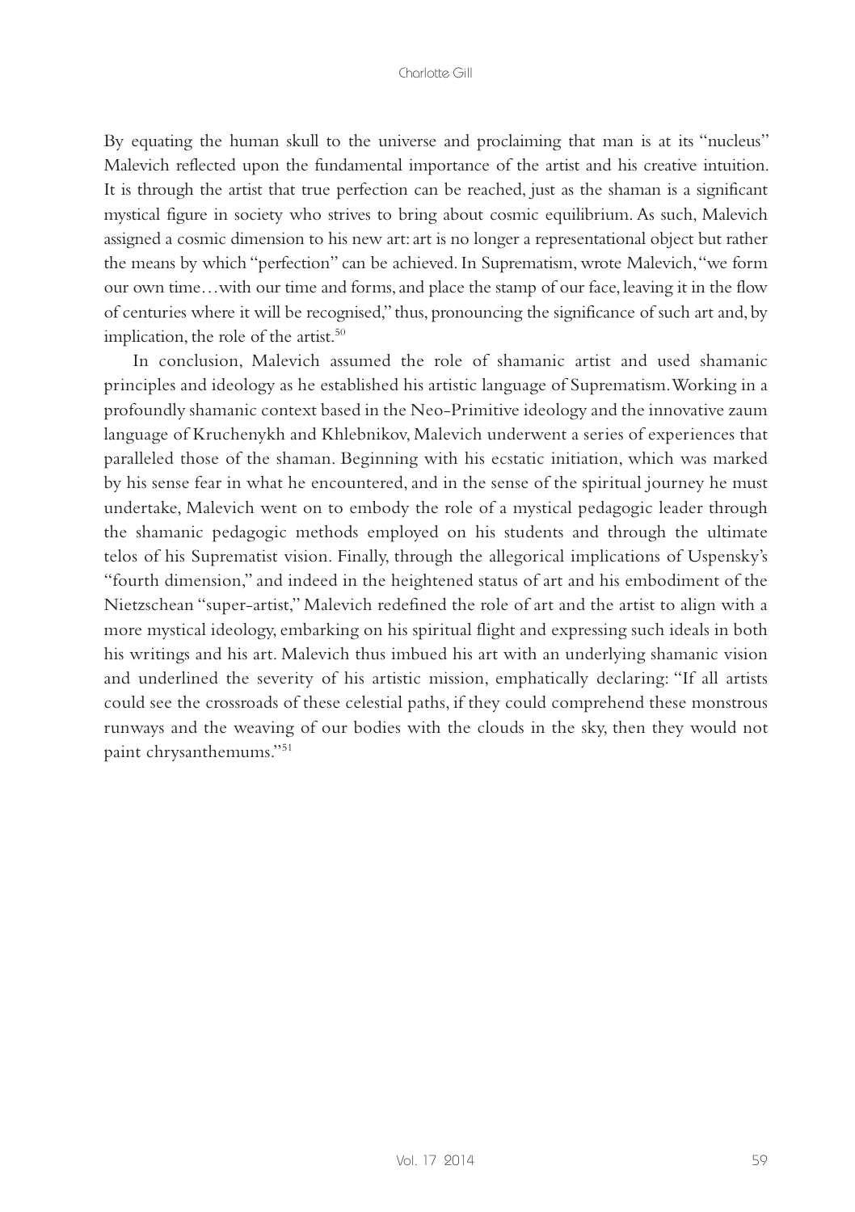By equating the human skull to the universe and proclaiming that man is at its "nucleus" Malevich reflected upon the fundamental importance of the artist and his creative intuition. It is through the artist that true perfection can be reached, just as the shaman is a significant mystical figure in society who strives to bring about cosmic equilibrium. As such, Malevich assigned a cosmic dimension to his new art: art is no longer a representational object but rather the means by which "perfection" can be achieved. In Suprematism, wrote Malevich, "we form our own time…with our time and forms, and place the stamp of our face, leaving it in the flow of centuries where it will be recognised," thus, pronouncing the significance of such art and, by implication, the role of the artist.[50]

In conclusion, Malevich assumed the role of shamanic artist and used shamanic principles and ideology as he established his artistic language of Suprematism. Working in a profoundly shamanic context based in the Neo-Primitive ideology and the innovative zaum language of Kruchenykh and Khlebnikov, Malevich underwent a series of experiences that paralleled those of the shaman. Beginning with his ecstatic initiation, which was marked by his sense fear in what he encountered, and in the sense of the spiritual journey he must undertake, Malevich went on to embody the role of a mystical pedagogic leader through the shamanic pedagogic methods employed on his students and through the ultimate telos of his Suprematist vision. Finally, through the allegorical implications of Uspensky's "fourth dimension," and indeed in the heightened status of art and his embodiment of the Nietzschean "super-artist," Malevich redefined the role of art and the artist to align with a more mystical ideology, embarking on his spiritual flight and expressing such ideals in both his writings and his art. Malevich thus imbued his art with an underlying shamanic vision and underlined the severity of his artistic mission, emphatically declaring: "If all artists could see the crossroads of these celestial paths, if they could comprehend these monstrous runways and the weaving of our bodies with the clouds in the sky, then they would not paint chrysanthemums."[51]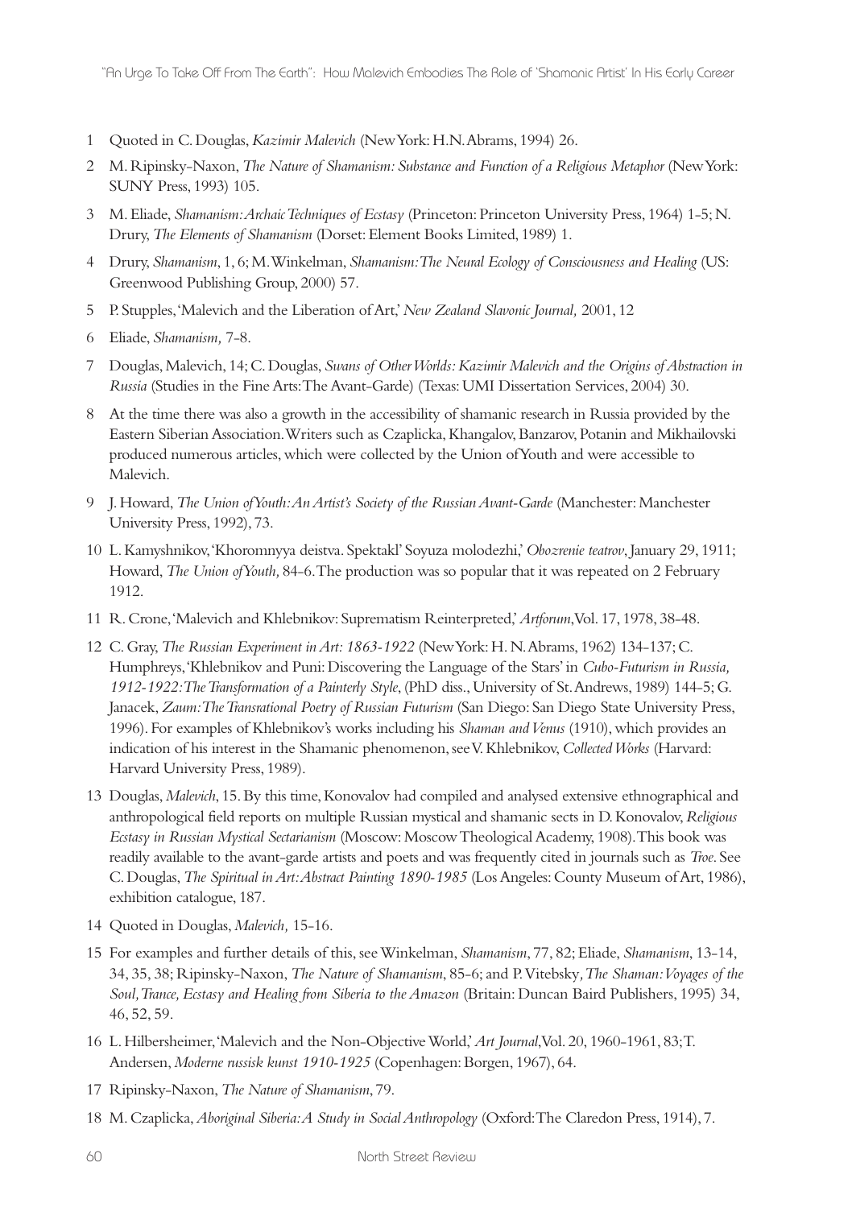1. Quoted in C. Douglas, *Kazimir Malevich* (New York: H.N. Abrams, 1994) 26.
2. M. Ripinsky-Naxon, *The Nature of Shamanism: Substance and Function of a Religious Metaphor* (New York: SUNY Press, 1993) 105.
3. M. Eliade, *Shamanism: Archaic Techniques of Ecstasy* (Princeton: Princeton University Press, 1964) 1-5; N. Drury, *The Elements of Shamanism* (Dorset: Element Books Limited, 1989) 1.
4. Drury, *Shamanism*, 1, 6; M. Winkelman, *Shamanism: The Neural Ecology of Consciousness and Healing* (US: Greenwood Publishing Group, 2000) 57.
5. P. Stupples, 'Malevich and the Liberation of Art,' *New Zealand Slavonic Journal,* 2001, 12
6. Eliade, *Shamanism,* 7-8.
7. Douglas, Malevich, 14; C. Douglas, *Swans of Other Worlds: Kazimir Malevich and the Origins of Abstraction in Russia* (Studies in the Fine Arts: The Avant-Garde) (Texas: UMI Dissertation Services, 2004) 30.
8. At the time there was also a growth in the accessibility of shamanic research in Russia provided by the Eastern Siberian Association. Writers such as Czaplicka, Khangalov, Banzarov, Potanin and Mikhailovski produced numerous articles, which were collected by the Union of Youth and were accessible to Malevich.
9. J. Howard, *The Union of Youth: An Artist's Society of the Russian Avant-Garde* (Manchester: Manchester University Press, 1992), 73.
10. L. Kamyshnikov, 'Khoromnyya deistva. Spektakl' Soyuza molodezhi,' *Obozrenie teatrov*, January 29, 1911; Howard, *The Union of Youth,* 84-6. The production was so popular that it was repeated on 2 February 1912.
11. R. Crone, 'Malevich and Khlebnikov: Suprematism Reinterpreted,' *Artforum*, Vol. 17, 1978, 38-48.
12. C. Gray, *The Russian Experiment in Art: 1863-1922* (New York: H. N. Abrams, 1962) 134-137; C. Humphreys, 'Khlebnikov and Puni: Discovering the Language of the Stars' in *Cubo-Futurism in Russia, 1912-1922: The Transformation of a Painterly Style*, (PhD diss., University of St. Andrews, 1989) 144-5; G. Janacek, *Zaum: The Transrational Poetry of Russian Futurism* (San Diego: San Diego State University Press, 1996). For examples of Khlebnikov's works including his *Shaman and Venus* (1910), which provides an indication of his interest in the Shamanic phenomenon, see V. Khlebnikov, *Collected Works* (Harvard: Harvard University Press, 1989).
13. Douglas, *Malevich*, 15. By this time, Konovalov had compiled and analysed extensive ethnographical and anthropological field reports on multiple Russian mystical and shamanic sects in D. Konovalov, *Religious Ecstasy in Russian Mystical Sectarianism* (Moscow: Moscow Theological Academy, 1908). This book was readily available to the avant-garde artists and poets and was frequently cited in journals such as *Troe.* See C. Douglas, *The Spiritual in Art: Abstract Painting 1890-1985* (Los Angeles: County Museum of Art, 1986), exhibition catalogue, 187.
14. Quoted in Douglas, *Malevich,* 15-16.
15. For examples and further details of this, see Winkelman, *Shamanism*, 77, 82; Eliade, *Shamanism*, 13-14, 34, 35, 38; Ripinsky-Naxon, *The Nature of Shamanism*, 85-6; and P. Vitebsky*, The Shaman: Voyages of the Soul, Trance, Ecstasy and Healing from Siberia to the Amazon* (Britain: Duncan Baird Publishers, 1995) 34, 46, 52, 59.
16. L. Hilbersheimer, 'Malevich and the Non-Objective World,' *Art Journal*, Vol. 20, 1960-1961, 83; T. Andersen, *Moderne russisk kunst 1910-1925* (Copenhagen: Borgen, 1967), 64.
17. Ripinsky-Naxon, *The Nature of Shamanism*, 79.
18. M. Czaplicka, *Aboriginal Siberia: A Study in Social Anthropology* (Oxford: The Claredon Press, 1914), 7.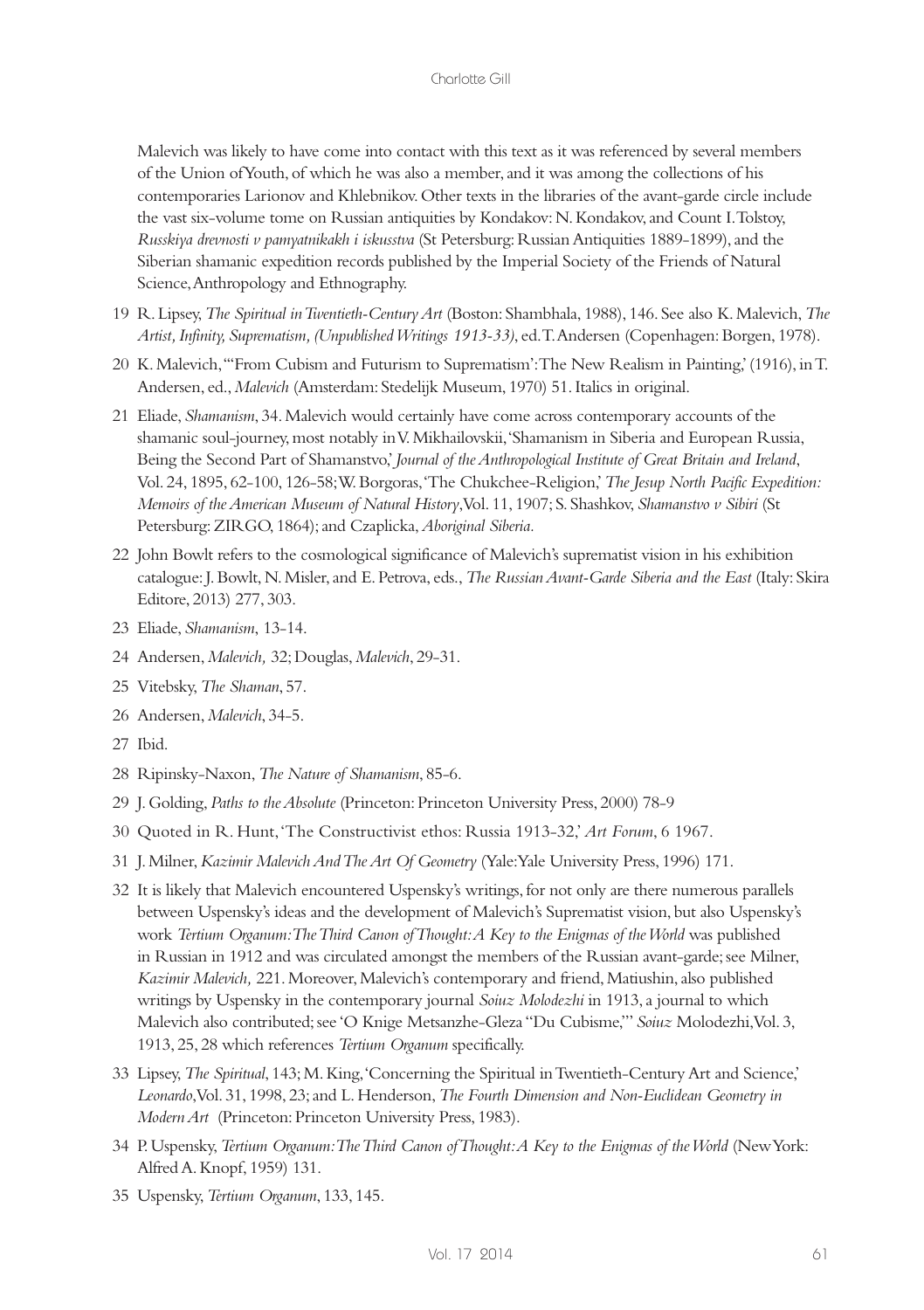Malevich was likely to have come into contact with this text as it was referenced by several members of the Union of Youth, of which he was also a member, and it was among the collections of his contemporaries Larionov and Khlebnikov. Other texts in the libraries of the avant-garde circle include the vast six-volume tome on Russian antiquities by Kondakov: N. Kondakov, and Count I. Tolstoy, *Russkiya drevnosti v pamyatnikakh i iskusstva* (St Petersburg: Russian Antiquities 1889-1899), and the Siberian shamanic expedition records published by the Imperial Society of the Friends of Natural Science, Anthropology and Ethnography.

19 R. Lipsey, *The Spiritual in Twentieth-Century Art* (Boston: Shambhala, 1988), 146. See also K. Malevich, *The Artist, Infinity, Suprematism, (Unpublished Writings 1913-33)*, ed. T. Andersen (Copenhagen: Borgen, 1978).

20 K. Malevich, "'From Cubism and Futurism to Suprematism': The New Realism in Painting,' (1916), in T. Andersen, ed., *Malevich* (Amsterdam: Stedelijk Museum, 1970) 51. Italics in original.

21 Eliade, *Shamanism*, 34. Malevich would certainly have come across contemporary accounts of the shamanic soul-journey, most notably in V. Mikhailovskii, 'Shamanism in Siberia and European Russia, Being the Second Part of Shamanstvo,' *Journal of the Anthropological Institute of Great Britain and Ireland*, Vol. 24, 1895, 62-100, 126-58; W. Borgoras, 'The Chukchee-Religion,' *The Jesup North Pacific Expedition: Memoirs of the American Museum of Natural History*, Vol. 11, 1907; S. Shashkov, *Shamanstvo v Sibiri* (St Petersburg: ZIRGO, 1864); and Czaplicka, *Aboriginal Siberia.*

22 John Bowlt refers to the cosmological significance of Malevich's suprematist vision in his exhibition catalogue: J. Bowlt, N. Misler, and E. Petrova, eds., *The Russian Avant-Garde Siberia and the East* (Italy: Skira Editore, 2013) 277, 303.

23 Eliade, *Shamanism*, 13-14.

24 Andersen, *Malevich,* 32; Douglas, *Malevich*, 29-31.

25 Vitebsky, *The Shaman*, 57.

26 Andersen, *Malevich*, 34-5.

27 Ibid.

28 Ripinsky-Naxon, *The Nature of Shamanism*, 85-6.

29 J. Golding, *Paths to the Absolute* (Princeton: Princeton University Press, 2000) 78-9

30 Quoted in R. Hunt, 'The Constructivist ethos: Russia 1913-32,' *Art Forum*, 6 1967.

31 J. Milner, *Kazimir Malevich And The Art Of Geometry* (Yale: Yale University Press, 1996) 171.

32 It is likely that Malevich encountered Uspensky's writings, for not only are there numerous parallels between Uspensky's ideas and the development of Malevich's Suprematist vision, but also Uspensky's work *Tertium Organum: The Third Canon of Thought: A Key to the Enigmas of the World* was published in Russian in 1912 and was circulated amongst the members of the Russian avant-garde; see Milner, *Kazimir Malevich,* 221. Moreover, Malevich's contemporary and friend, Matiushin, also published writings by Uspensky in the contemporary journal *Soiuz Molodezhi* in 1913, a journal to which Malevich also contributed; see 'O Knige Metsanzhe-Gleza "Du Cubisme,"' *Soiuz* Molodezhi, Vol. 3, 1913, 25, 28 which references *Tertium Organum* specifically.

33 Lipsey, *The Spiritual*, 143; M. King, 'Concerning the Spiritual in Twentieth-Century Art and Science,' *Leonardo*, Vol. 31, 1998, 23; and L. Henderson, *The Fourth Dimension and Non-Euclidean Geometry in Modern Art* (Princeton: Princeton University Press, 1983).

34 P. Uspensky, *Tertium Organum: The Third Canon of Thought: A Key to the Enigmas of the World* (New York: Alfred A. Knopf, 1959) 131.

35 Uspensky, *Tertium Organum*, 133, 145.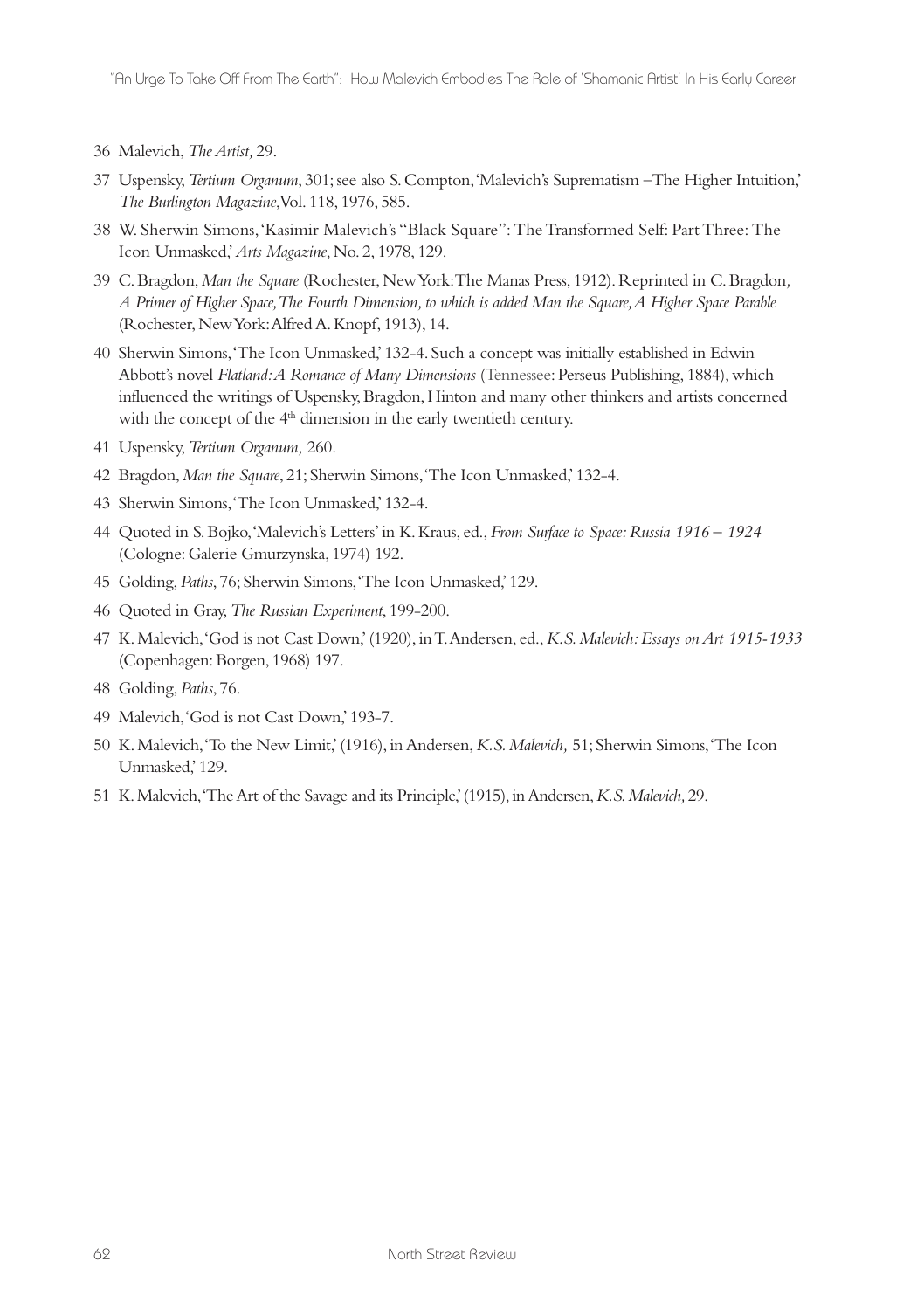36 Malevich, *The Artist,* 29.

37 Uspensky, *Tertium Organum*, 301; see also S. Compton, 'Malevich's Suprematism –The Higher Intuition,' *The Burlington Magazine*, Vol. 118, 1976, 585.

38 W. Sherwin Simons, 'Kasimir Malevich's "Black Square": The Transformed Self: Part Three: The Icon Unmasked,' *Arts Magazine*, No. 2, 1978, 129.

39 C. Bragdon, *Man the Square* (Rochester, New York: The Manas Press, 1912). Reprinted in C. Bragdon, *A Primer of Higher Space, The Fourth Dimension, to which is added Man the Square, A Higher Space Parable* (Rochester, New York: Alfred A. Knopf, 1913), 14.

40 Sherwin Simons, 'The Icon Unmasked,' 132-4. Such a concept was initially established in Edwin Abbott's novel *Flatland: A Romance of Many Dimensions* (Tennessee: Perseus Publishing, 1884), which influenced the writings of Uspensky, Bragdon, Hinton and many other thinkers and artists concerned with the concept of the 4th dimension in the early twentieth century.

41 Uspensky, *Tertium Organum,* 260.

42 Bragdon, *Man the Square*, 21; Sherwin Simons, 'The Icon Unmasked,' 132-4.

43 Sherwin Simons, 'The Icon Unmasked,' 132-4.

44 Quoted in S. Bojko, 'Malevich's Letters' in K. Kraus, ed., *From Surface to Space: Russia 1916 – 1924* (Cologne: Galerie Gmurzynska, 1974) 192.

45 Golding, *Paths*, 76; Sherwin Simons, 'The Icon Unmasked,' 129.

46 Quoted in Gray, *The Russian Experiment*, 199-200.

47 K. Malevich, 'God is not Cast Down,' (1920), in T. Andersen, ed., *K.S. Malevich: Essays on Art 1915-1933* (Copenhagen: Borgen, 1968) 197.

48 Golding, *Paths*, 76.

49 Malevich, 'God is not Cast Down,' 193-7.

50 K. Malevich, 'To the New Limit,' (1916), in Andersen, *K.S. Malevich,* 51; Sherwin Simons, 'The Icon Unmasked,' 129.

51 K. Malevich, 'The Art of the Savage and its Principle,' (1915), in Andersen, *K.S. Malevich,* 29.